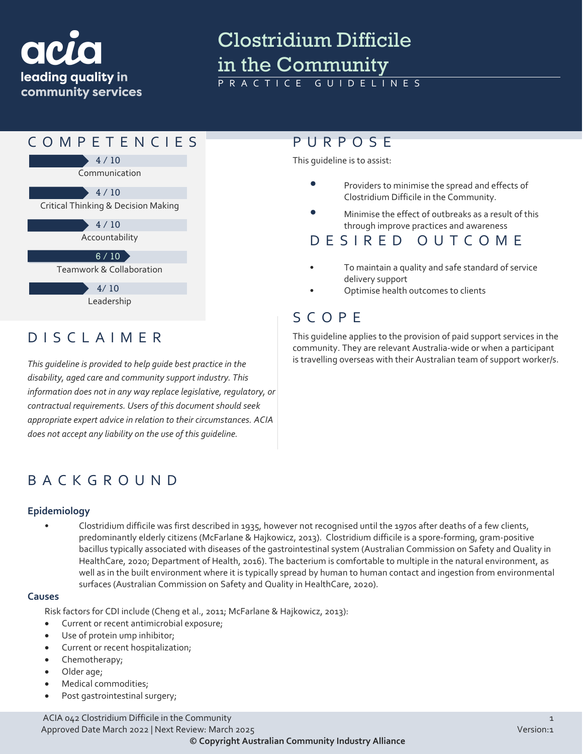acia
leading quality in community services

# Clostridium Difficile in the Community

PRACTICE GUIDELINES

## COMPETENCIES

4 / 10
Communication

4 / 10
Critical Thinking & Decision Making

4 / 10
Accountability

6 / 10
Teamwork & Collaboration

4/ 10
Leadership

## DISCLAIMER

*This guideline is provided to help guide best practice in the disability, aged care and community support industry. This information does not in any way replace legislative, regulatory, or contractual requirements. Users of this document should seek appropriate expert advice in relation to their circumstances. ACIA does not accept any liability on the use of this guideline.*

## PURPOSE

This guideline is to assist:

- Providers to minimise the spread and effects of Clostridium Difficile in the Community.
- Minimise the effect of outbreaks as a result of this through improve practices and awareness

## DESIRED OUTCOME

- To maintain a quality and safe standard of service delivery support
- Optimise health outcomes to clients

## SCOPE

This guideline applies to the provision of paid support services in the community. They are relevant Australia-wide or when a participant is travelling overseas with their Australian team of support worker/s.

## BACKGROUND

### Epidemiology

- Clostridium difficile was first described in 1935, however not recognised until the 1970s after deaths of a few clients, predominantly elderly citizens (McFarlane & Hajkowicz, 2013). Clostridium difficile is a spore-forming, gram-positive bacillus typically associated with diseases of the gastrointestinal system (Australian Commission on Safety and Quality in HealthCare, 2020; Department of Health, 2016). The bacterium is comfortable to multiple in the natural environment, as well as in the built environment where it is typically spread by human to human contact and ingestion from environmental surfaces (Australian Commission on Safety and Quality in HealthCare, 2020).

### Causes

Risk factors for CDI include (Cheng et al., 2011; McFarlane & Hajkowicz, 2013):

- Current or recent antimicrobial exposure;
- Use of protein ump inhibitor;
- Current or recent hospitalization;
- Chemotherapy;
- Older age;
- Medical commodities;
- Post gastrointestinal surgery;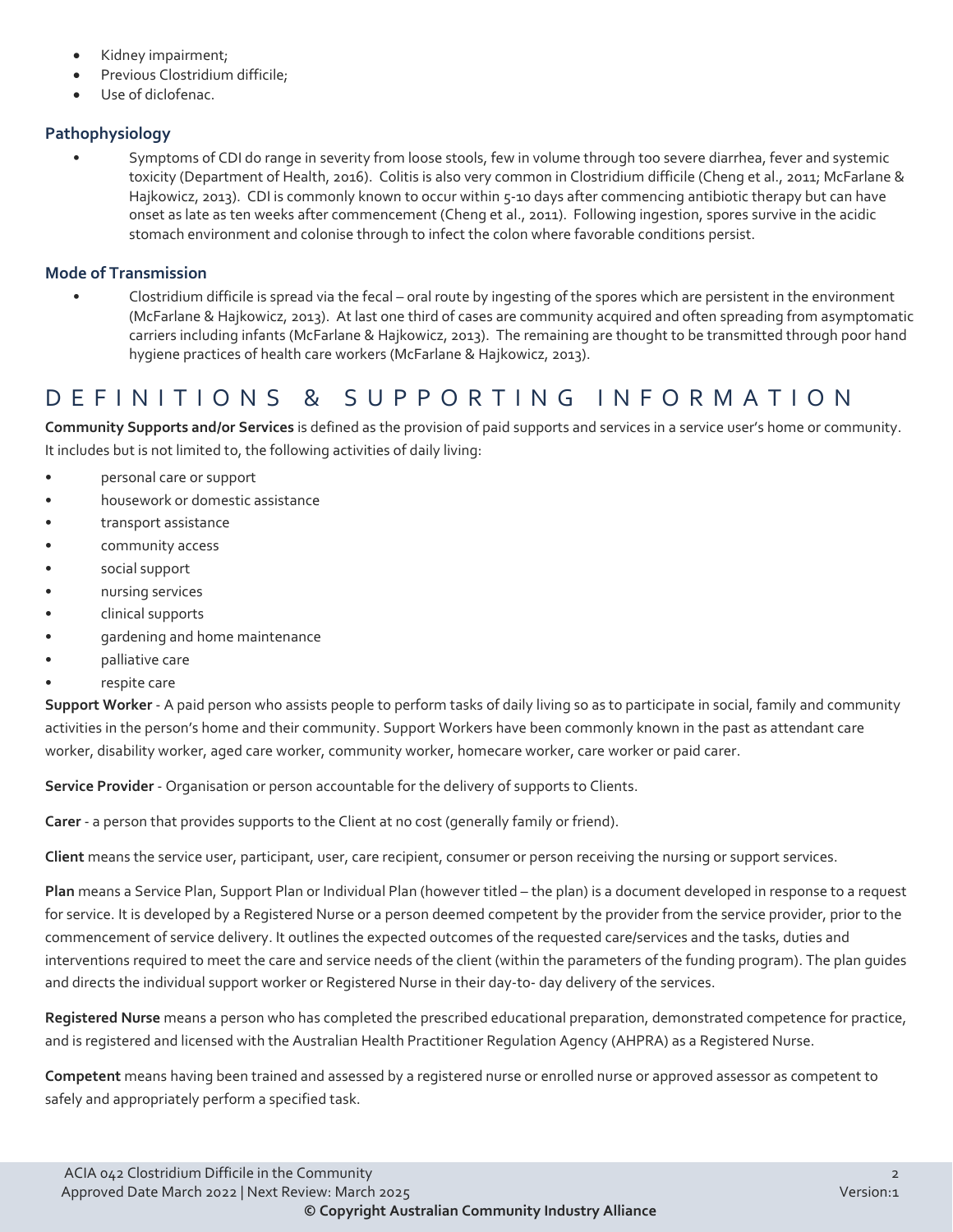- Kidney impairment;
- Previous Clostridium difficile;
- Use of diclofenac.

### Pathophysiology

- Symptoms of CDI do range in severity from loose stools, few in volume through too severe diarrhea, fever and systemic toxicity (Department of Health, 2016). Colitis is also very common in Clostridium difficile (Cheng et al., 2011; McFarlane & Hajkowicz, 2013). CDI is commonly known to occur within 5-10 days after commencing antibiotic therapy but can have onset as late as ten weeks after commencement (Cheng et al., 2011). Following ingestion, spores survive in the acidic stomach environment and colonise through to infect the colon where favorable conditions persist.

### Mode of Transmission

- Clostridium difficile is spread via the fecal – oral route by ingesting of the spores which are persistent in the environment (McFarlane & Hajkowicz, 2013). At last one third of cases are community acquired and often spreading from asymptomatic carriers including infants (McFarlane & Hajkowicz, 2013). The remaining are thought to be transmitted through poor hand hygiene practices of health care workers (McFarlane & Hajkowicz, 2013).

## DEFINITIONS & SUPPORTING INFORMATION

**Community Supports and/or Services** is defined as the provision of paid supports and services in a service user's home or community. It includes but is not limited to, the following activities of daily living:

- personal care or support
- housework or domestic assistance
- transport assistance
- community access
- social support
- nursing services
- clinical supports
- gardening and home maintenance
- palliative care
- respite care

**Support Worker** - A paid person who assists people to perform tasks of daily living so as to participate in social, family and community activities in the person's home and their community. Support Workers have been commonly known in the past as attendant care worker, disability worker, aged care worker, community worker, homecare worker, care worker or paid carer.

**Service Provider** - Organisation or person accountable for the delivery of supports to Clients.

**Carer** - a person that provides supports to the Client at no cost (generally family or friend).

**Client** means the service user, participant, user, care recipient, consumer or person receiving the nursing or support services.

**Plan** means a Service Plan, Support Plan or Individual Plan (however titled – the plan) is a document developed in response to a request for service. It is developed by a Registered Nurse or a person deemed competent by the provider from the service provider, prior to the commencement of service delivery. It outlines the expected outcomes of the requested care/services and the tasks, duties and interventions required to meet the care and service needs of the client (within the parameters of the funding program). The plan guides and directs the individual support worker or Registered Nurse in their day-to- day delivery of the services.

**Registered Nurse** means a person who has completed the prescribed educational preparation, demonstrated competence for practice, and is registered and licensed with the Australian Health Practitioner Regulation Agency (AHPRA) as a Registered Nurse.

**Competent** means having been trained and assessed by a registered nurse or enrolled nurse or approved assessor as competent to safely and appropriately perform a specified task.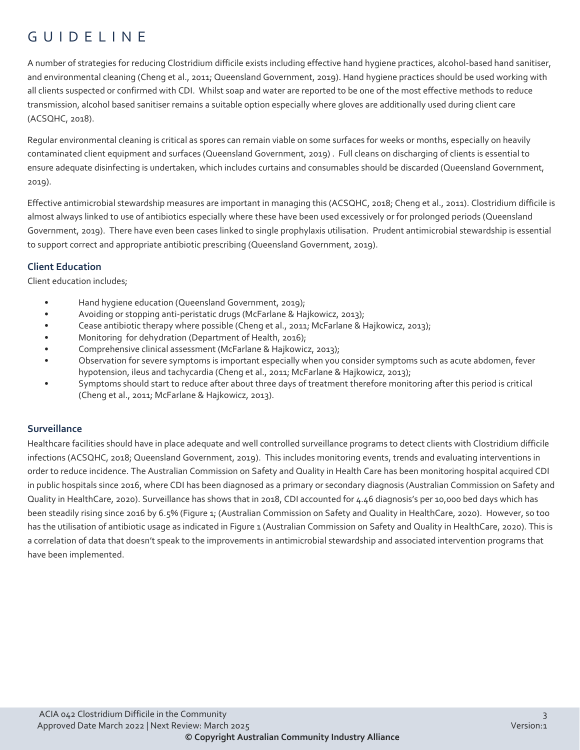# GUIDELINE

A number of strategies for reducing Clostridium difficile exists including effective hand hygiene practices, alcohol-based hand sanitiser, and environmental cleaning (Cheng et al., 2011; Queensland Government, 2019). Hand hygiene practices should be used working with all clients suspected or confirmed with CDI. Whilst soap and water are reported to be one of the most effective methods to reduce transmission, alcohol based sanitiser remains a suitable option especially where gloves are additionally used during client care (ACSQHC, 2018).

Regular environmental cleaning is critical as spores can remain viable on some surfaces for weeks or months, especially on heavily contaminated client equipment and surfaces (Queensland Government, 2019) . Full cleans on discharging of clients is essential to ensure adequate disinfecting is undertaken, which includes curtains and consumables should be discarded (Queensland Government, 2019).

Effective antimicrobial stewardship measures are important in managing this (ACSQHC, 2018; Cheng et al., 2011). Clostridium difficile is almost always linked to use of antibiotics especially where these have been used excessively or for prolonged periods (Queensland Government, 2019). There have even been cases linked to single prophylaxis utilisation. Prudent antimicrobial stewardship is essential to support correct and appropriate antibiotic prescribing (Queensland Government, 2019).

### Client Education

Client education includes;

- Hand hygiene education (Queensland Government, 2019);
- Avoiding or stopping anti-peristatic drugs (McFarlane & Hajkowicz, 2013);
- Cease antibiotic therapy where possible (Cheng et al., 2011; McFarlane & Hajkowicz, 2013);
- Monitoring for dehydration (Department of Health, 2016);
- Comprehensive clinical assessment (McFarlane & Hajkowicz, 2013);
- Observation for severe symptoms is important especially when you consider symptoms such as acute abdomen, fever hypotension, ileus and tachycardia (Cheng et al., 2011; McFarlane & Hajkowicz, 2013);
- Symptoms should start to reduce after about three days of treatment therefore monitoring after this period is critical (Cheng et al., 2011; McFarlane & Hajkowicz, 2013).

### Surveillance

Healthcare facilities should have in place adequate and well controlled surveillance programs to detect clients with Clostridium difficile infections (ACSQHC, 2018; Queensland Government, 2019). This includes monitoring events, trends and evaluating interventions in order to reduce incidence. The Australian Commission on Safety and Quality in Health Care has been monitoring hospital acquired CDI in public hospitals since 2016, where CDI has been diagnosed as a primary or secondary diagnosis (Australian Commission on Safety and Quality in HealthCare, 2020). Surveillance has shows that in 2018, CDI accounted for 4.46 diagnosis's per 10,000 bed days which has been steadily rising since 2016 by 6.5% (Figure 1; (Australian Commission on Safety and Quality in HealthCare, 2020). However, so too has the utilisation of antibiotic usage as indicated in Figure 1 (Australian Commission on Safety and Quality in HealthCare, 2020). This is a correlation of data that doesn't speak to the improvements in antimicrobial stewardship and associated intervention programs that have been implemented.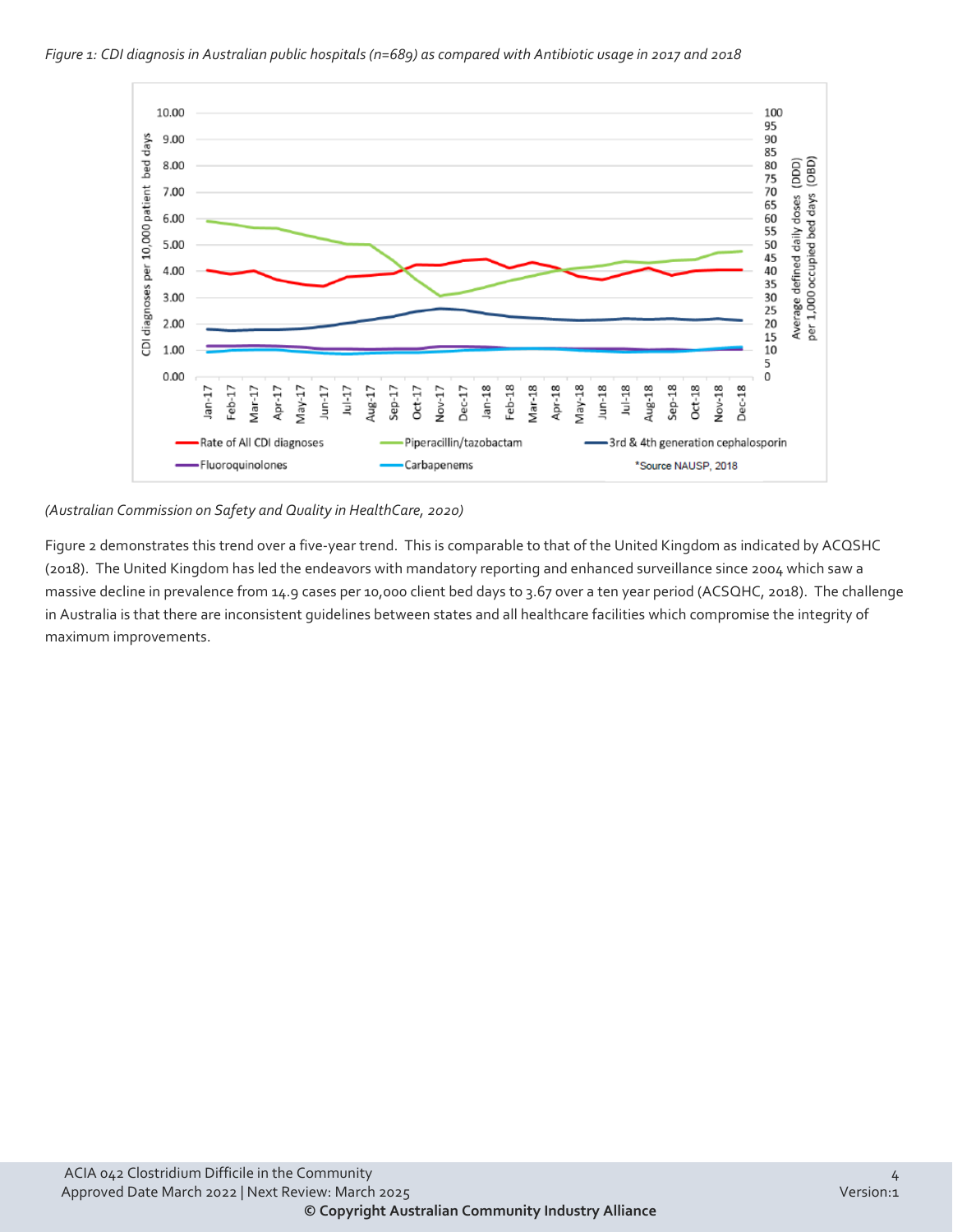*Figure 1: CDI diagnosis in Australian public hospitals (n=689) as compared with Antibiotic usage in 2017 and 2018*

*(Australian Commission on Safety and Quality in HealthCare, 2020)*

Figure 2 demonstrates this trend over a five-year trend. This is comparable to that of the United Kingdom as indicated by ACQSHC (2018). The United Kingdom has led the endeavors with mandatory reporting and enhanced surveillance since 2004 which saw a massive decline in prevalence from 14.9 cases per 10,000 client bed days to 3.67 over a ten year period (ACSQHC, 2018). The challenge in Australia is that there are inconsistent guidelines between states and all healthcare facilities which compromise the integrity of maximum improvements.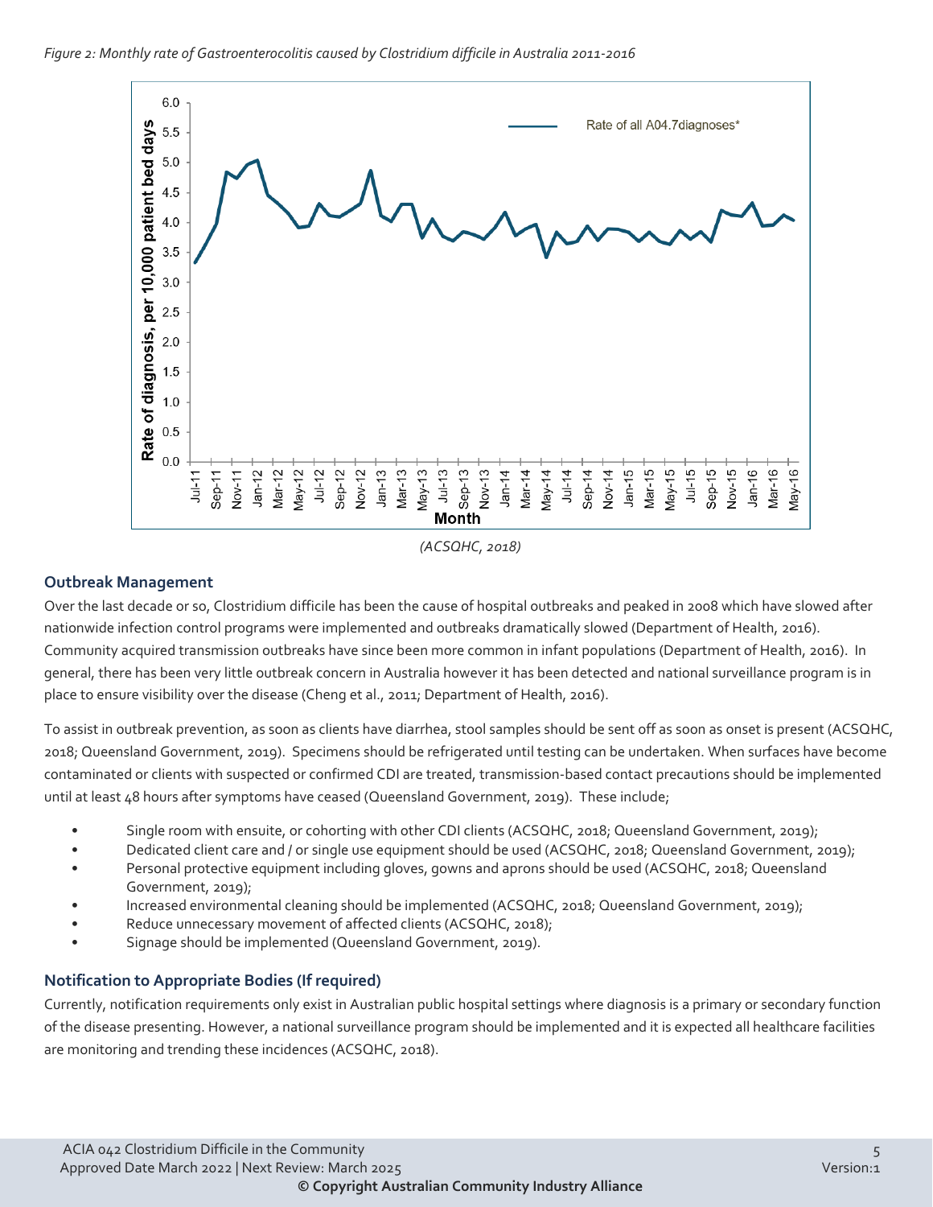*Figure 2: Monthly rate of Gastroenterocolitis caused by Clostridium difficile in Australia 2011-2016*

*(ACSQHC, 2018)*

### Outbreak Management

Over the last decade or so, Clostridium difficile has been the cause of hospital outbreaks and peaked in 2008 which have slowed after nationwide infection control programs were implemented and outbreaks dramatically slowed (Department of Health, 2016). Community acquired transmission outbreaks have since been more common in infant populations (Department of Health, 2016). In general, there has been very little outbreak concern in Australia however it has been detected and national surveillance program is in place to ensure visibility over the disease (Cheng et al., 2011; Department of Health, 2016).

To assist in outbreak prevention, as soon as clients have diarrhea, stool samples should be sent off as soon as onset is present (ACSQHC, 2018; Queensland Government, 2019). Specimens should be refrigerated until testing can be undertaken. When surfaces have become contaminated or clients with suspected or confirmed CDI are treated, transmission-based contact precautions should be implemented until at least 48 hours after symptoms have ceased (Queensland Government, 2019). These include;

- Single room with ensuite, or cohorting with other CDI clients (ACSQHC, 2018; Queensland Government, 2019);
- Dedicated client care and / or single use equipment should be used (ACSQHC, 2018; Queensland Government, 2019);
- Personal protective equipment including gloves, gowns and aprons should be used (ACSQHC, 2018; Queensland Government, 2019);
- Increased environmental cleaning should be implemented (ACSQHC, 2018; Queensland Government, 2019);
- Reduce unnecessary movement of affected clients (ACSQHC, 2018);
- Signage should be implemented (Queensland Government, 2019).

### Notification to Appropriate Bodies (If required)

Currently, notification requirements only exist in Australian public hospital settings where diagnosis is a primary or secondary function of the disease presenting. However, a national surveillance program should be implemented and it is expected all healthcare facilities are monitoring and trending these incidences (ACSQHC, 2018).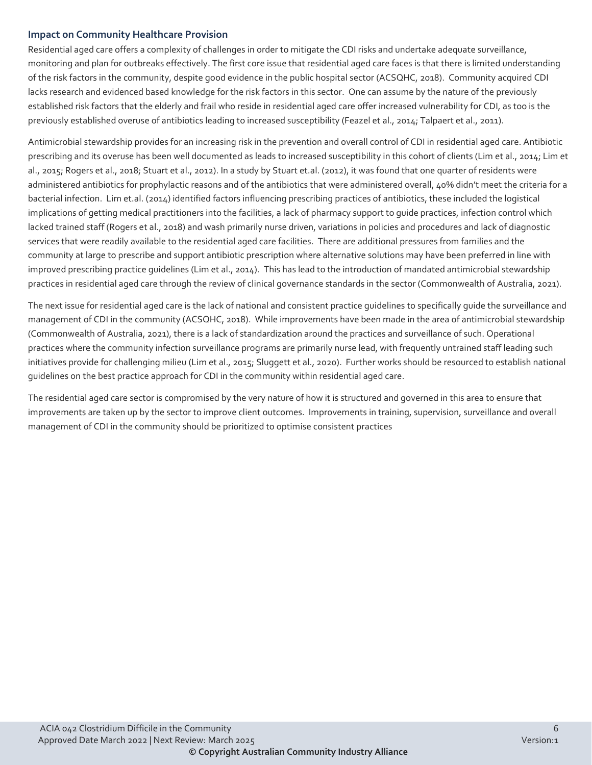### Impact on Community Healthcare Provision

Residential aged care offers a complexity of challenges in order to mitigate the CDI risks and undertake adequate surveillance, monitoring and plan for outbreaks effectively. The first core issue that residential aged care faces is that there is limited understanding of the risk factors in the community, despite good evidence in the public hospital sector (ACSQHC, 2018). Community acquired CDI lacks research and evidenced based knowledge for the risk factors in this sector. One can assume by the nature of the previously established risk factors that the elderly and frail who reside in residential aged care offer increased vulnerability for CDI, as too is the previously established overuse of antibiotics leading to increased susceptibility (Feazel et al., 2014; Talpaert et al., 2011).

Antimicrobial stewardship provides for an increasing risk in the prevention and overall control of CDI in residential aged care. Antibiotic prescribing and its overuse has been well documented as leads to increased susceptibility in this cohort of clients (Lim et al., 2014; Lim et al., 2015; Rogers et al., 2018; Stuart et al., 2012). In a study by Stuart et.al. (2012), it was found that one quarter of residents were administered antibiotics for prophylactic reasons and of the antibiotics that were administered overall, 40% didn't meet the criteria for a bacterial infection. Lim et.al. (2014) identified factors influencing prescribing practices of antibiotics, these included the logistical implications of getting medical practitioners into the facilities, a lack of pharmacy support to guide practices, infection control which lacked trained staff (Rogers et al., 2018) and wash primarily nurse driven, variations in policies and procedures and lack of diagnostic services that were readily available to the residential aged care facilities. There are additional pressures from families and the community at large to prescribe and support antibiotic prescription where alternative solutions may have been preferred in line with improved prescribing practice guidelines (Lim et al., 2014). This has lead to the introduction of mandated antimicrobial stewardship practices in residential aged care through the review of clinical governance standards in the sector (Commonwealth of Australia, 2021).

The next issue for residential aged care is the lack of national and consistent practice guidelines to specifically guide the surveillance and management of CDI in the community (ACSQHC, 2018). While improvements have been made in the area of antimicrobial stewardship (Commonwealth of Australia, 2021), there is a lack of standardization around the practices and surveillance of such. Operational practices where the community infection surveillance programs are primarily nurse lead, with frequently untrained staff leading such initiatives provide for challenging milieu (Lim et al., 2015; Sluggett et al., 2020). Further works should be resourced to establish national guidelines on the best practice approach for CDI in the community within residential aged care.

The residential aged care sector is compromised by the very nature of how it is structured and governed in this area to ensure that improvements are taken up by the sector to improve client outcomes. Improvements in training, supervision, surveillance and overall management of CDI in the community should be prioritized to optimise consistent practices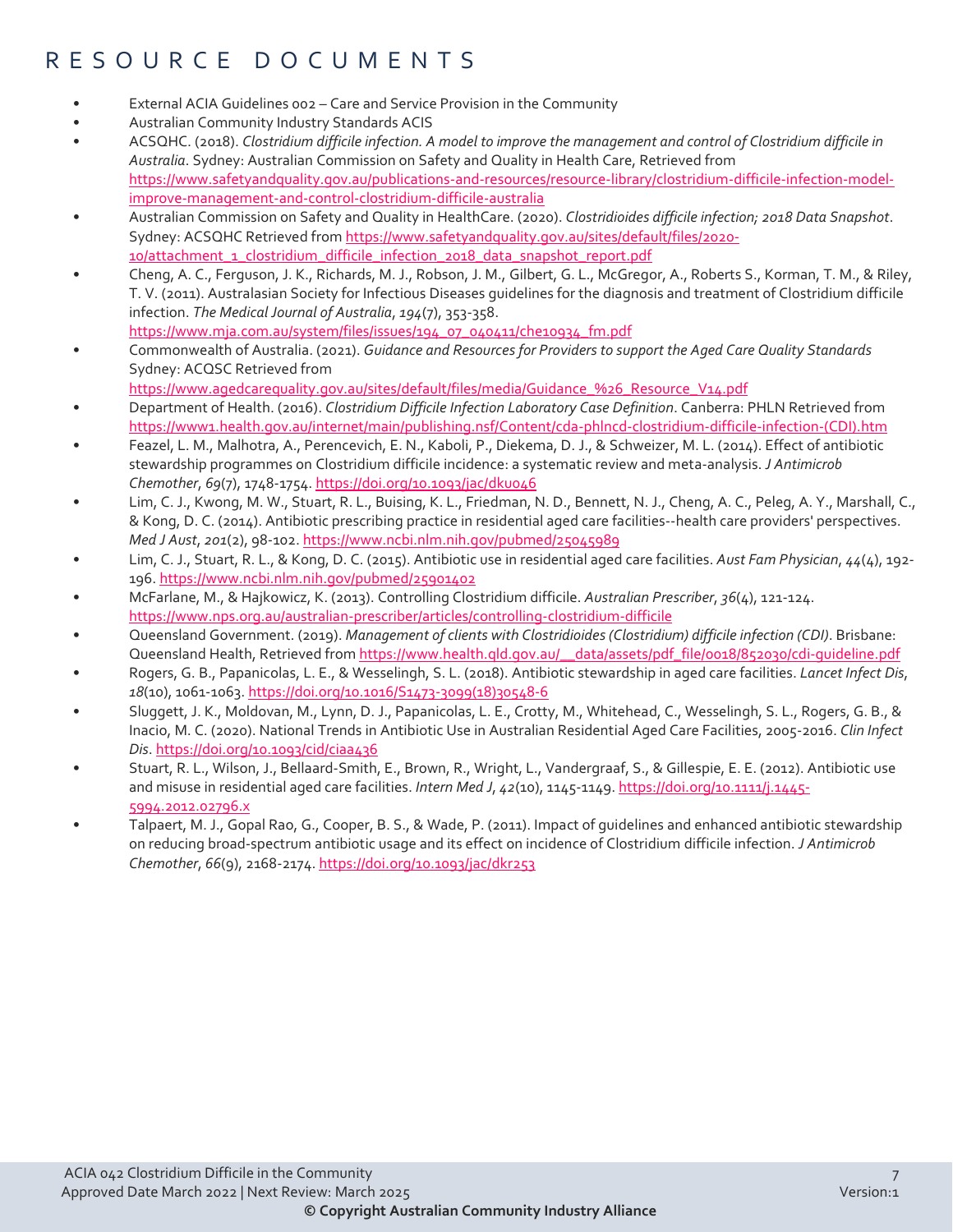# RESOURCE DOCUMENTS

- External ACIA Guidelines 002 – Care and Service Provision in the Community
- Australian Community Industry Standards ACIS
- ACSQHC. (2018). *Clostridium difficile infection. A model to improve the management and control of Clostridium difficile in Australia*. Sydney: Australian Commission on Safety and Quality in Health Care, Retrieved from https://www.safetyandquality.gov.au/publications-and-resources/resource-library/clostridium-difficile-infection-model-improve-management-and-control-clostridium-difficile-australia
- Australian Commission on Safety and Quality in HealthCare. (2020). *Clostridioides difficile infection; 2018 Data Snapshot*. Sydney: ACSQHC Retrieved from https://www.safetyandquality.gov.au/sites/default/files/2020-10/attachment_1_clostridium_difficile_infection_2018_data_snapshot_report.pdf
- Cheng, A. C., Ferguson, J. K., Richards, M. J., Robson, J. M., Gilbert, G. L., McGregor, A., Roberts S., Korman, T. M., & Riley, T. V. (2011). Australasian Society for Infectious Diseases guidelines for the diagnosis and treatment of Clostridium difficile infection. *The Medical Journal of Australia*, *194*(7), 353-358. https://www.mja.com.au/system/files/issues/194_07_040411/che10934_fm.pdf
- Commonwealth of Australia. (2021). *Guidance and Resources for Providers to support the Aged Care Quality Standards* Sydney: ACQSC Retrieved from https://www.agedcarequality.gov.au/sites/default/files/media/Guidance_%26_Resource_V14.pdf
- Department of Health. (2016). *Clostridium Difficile Infection Laboratory Case Definition*. Canberra: PHLN Retrieved from https://www1.health.gov.au/internet/main/publishing.nsf/Content/cda-phlncd-clostridium-difficile-infection-(CDI).htm
- Feazel, L. M., Malhotra, A., Perencevich, E. N., Kaboli, P., Diekema, D. J., & Schweizer, M. L. (2014). Effect of antibiotic stewardship programmes on Clostridium difficile incidence: a systematic review and meta-analysis. *J Antimicrob Chemother*, *69*(7), 1748-1754. https://doi.org/10.1093/jac/dku046
- Lim, C. J., Kwong, M. W., Stuart, R. L., Buising, K. L., Friedman, N. D., Bennett, N. J., Cheng, A. C., Peleg, A. Y., Marshall, C., & Kong, D. C. (2014). Antibiotic prescribing practice in residential aged care facilities--health care providers' perspectives. *Med J Aust*, *201*(2), 98-102. https://www.ncbi.nlm.nih.gov/pubmed/25045989
- Lim, C. J., Stuart, R. L., & Kong, D. C. (2015). Antibiotic use in residential aged care facilities. *Aust Fam Physician*, *44*(4), 192-196. https://www.ncbi.nlm.nih.gov/pubmed/25901402
- McFarlane, M., & Hajkowicz, K. (2013). Controlling Clostridium difficile. *Australian Prescriber*, *36*(4), 121-124. https://www.nps.org.au/australian-prescriber/articles/controlling-clostridium-difficile
- Queensland Government. (2019). *Management of clients with Clostridioides (Clostridium) difficile infection (CDI)*. Brisbane: Queensland Health, Retrieved from https://www.health.qld.gov.au/__data/assets/pdf_file/0018/852030/cdi-guideline.pdf
- Rogers, G. B., Papanicolas, L. E., & Wesselingh, S. L. (2018). Antibiotic stewardship in aged care facilities. *Lancet Infect Dis*, *18*(10), 1061-1063. https://doi.org/10.1016/S1473-3099(18)30548-6
- Sluggett, J. K., Moldovan, M., Lynn, D. J., Papanicolas, L. E., Crotty, M., Whitehead, C., Wesselingh, S. L., Rogers, G. B., & Inacio, M. C. (2020). National Trends in Antibiotic Use in Australian Residential Aged Care Facilities, 2005-2016. *Clin Infect Dis*. https://doi.org/10.1093/cid/ciaa436
- Stuart, R. L., Wilson, J., Bellaard-Smith, E., Brown, R., Wright, L., Vandergraaf, S., & Gillespie, E. E. (2012). Antibiotic use and misuse in residential aged care facilities. *Intern Med J*, *42*(10), 1145-1149. https://doi.org/10.1111/j.1445-5994.2012.02796.x
- Talpaert, M. J., Gopal Rao, G., Cooper, B. S., & Wade, P. (2011). Impact of guidelines and enhanced antibiotic stewardship on reducing broad-spectrum antibiotic usage and its effect on incidence of Clostridium difficile infection. *J Antimicrob Chemother*, *66*(9), 2168-2174. https://doi.org/10.1093/jac/dkr253